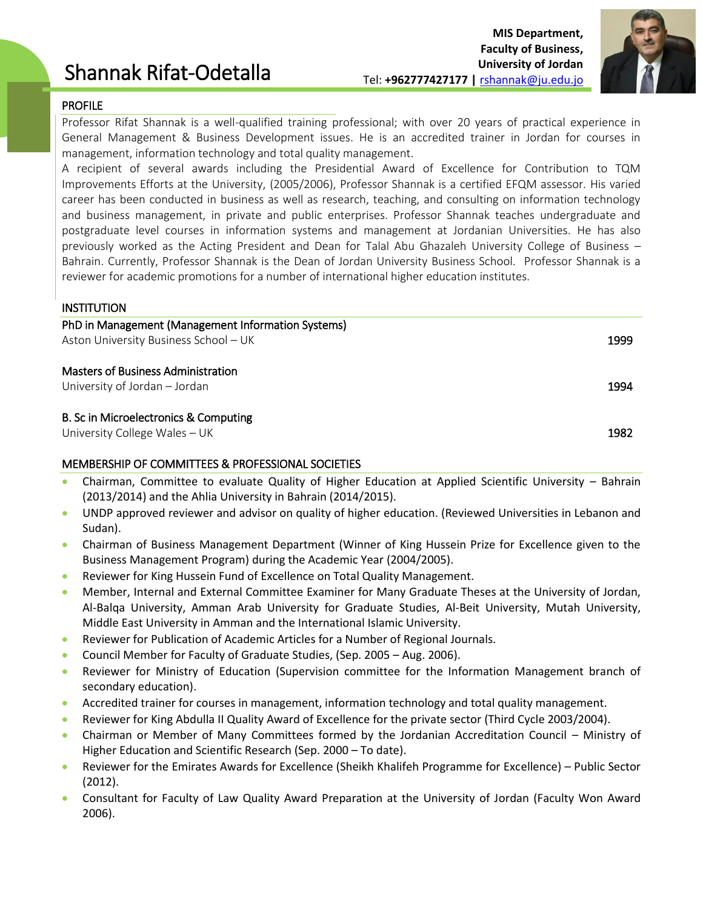# Shannak Rifat-Odetalla

**MIS Department,**
**Faculty of Business,**
**University of Jordan**
Tel: **+962777427177 |** rshannak@ju.edu.jo

## PROFILE

Professor Rifat Shannak is a well-qualified training professional; with over 20 years of practical experience in General Management & Business Development issues. He is an accredited trainer in Jordan for courses in management, information technology and total quality management.

A recipient of several awards including the Presidential Award of Excellence for Contribution to TQM Improvements Efforts at the University, (2005/2006), Professor Shannak is a certified EFQM assessor. His varied career has been conducted in business as well as research, teaching, and consulting on information technology and business management, in private and public enterprises. Professor Shannak teaches undergraduate and postgraduate level courses in information systems and management at Jordanian Universities. He has also previously worked as the Acting President and Dean for Talal Abu Ghazaleh University College of Business – Bahrain. Currently, Professor Shannak is the Dean of Jordan University Business School. Professor Shannak is a reviewer for academic promotions for a number of international higher education institutes.

## INSTITUTION

PhD in Management (Management Information Systems)
Aston University Business School – UK — 1999

Masters of Business Administration
University of Jordan – Jordan — 1994

B. Sc in Microelectronics & Computing
University College Wales – UK — 1982

## MEMBERSHIP OF COMMITTEES & PROFESSIONAL SOCIETIES

- Chairman, Committee to evaluate Quality of Higher Education at Applied Scientific University – Bahrain (2013/2014) and the Ahlia University in Bahrain (2014/2015).
- UNDP approved reviewer and advisor on quality of higher education. (Reviewed Universities in Lebanon and Sudan).
- Chairman of Business Management Department (Winner of King Hussein Prize for Excellence given to the Business Management Program) during the Academic Year (2004/2005).
- Reviewer for King Hussein Fund of Excellence on Total Quality Management.
- Member, Internal and External Committee Examiner for Many Graduate Theses at the University of Jordan, Al-Balqa University, Amman Arab University for Graduate Studies, Al-Beit University, Mutah University, Middle East University in Amman and the International Islamic University.
- Reviewer for Publication of Academic Articles for a Number of Regional Journals.
- Council Member for Faculty of Graduate Studies, (Sep. 2005 – Aug. 2006).
- Reviewer for Ministry of Education (Supervision committee for the Information Management branch of secondary education).
- Accredited trainer for courses in management, information technology and total quality management.
- Reviewer for King Abdulla II Quality Award of Excellence for the private sector (Third Cycle 2003/2004).
- Chairman or Member of Many Committees formed by the Jordanian Accreditation Council – Ministry of Higher Education and Scientific Research (Sep. 2000 – To date).
- Reviewer for the Emirates Awards for Excellence (Sheikh Khalifeh Programme for Excellence) – Public Sector (2012).
- Consultant for Faculty of Law Quality Award Preparation at the University of Jordan (Faculty Won Award 2006).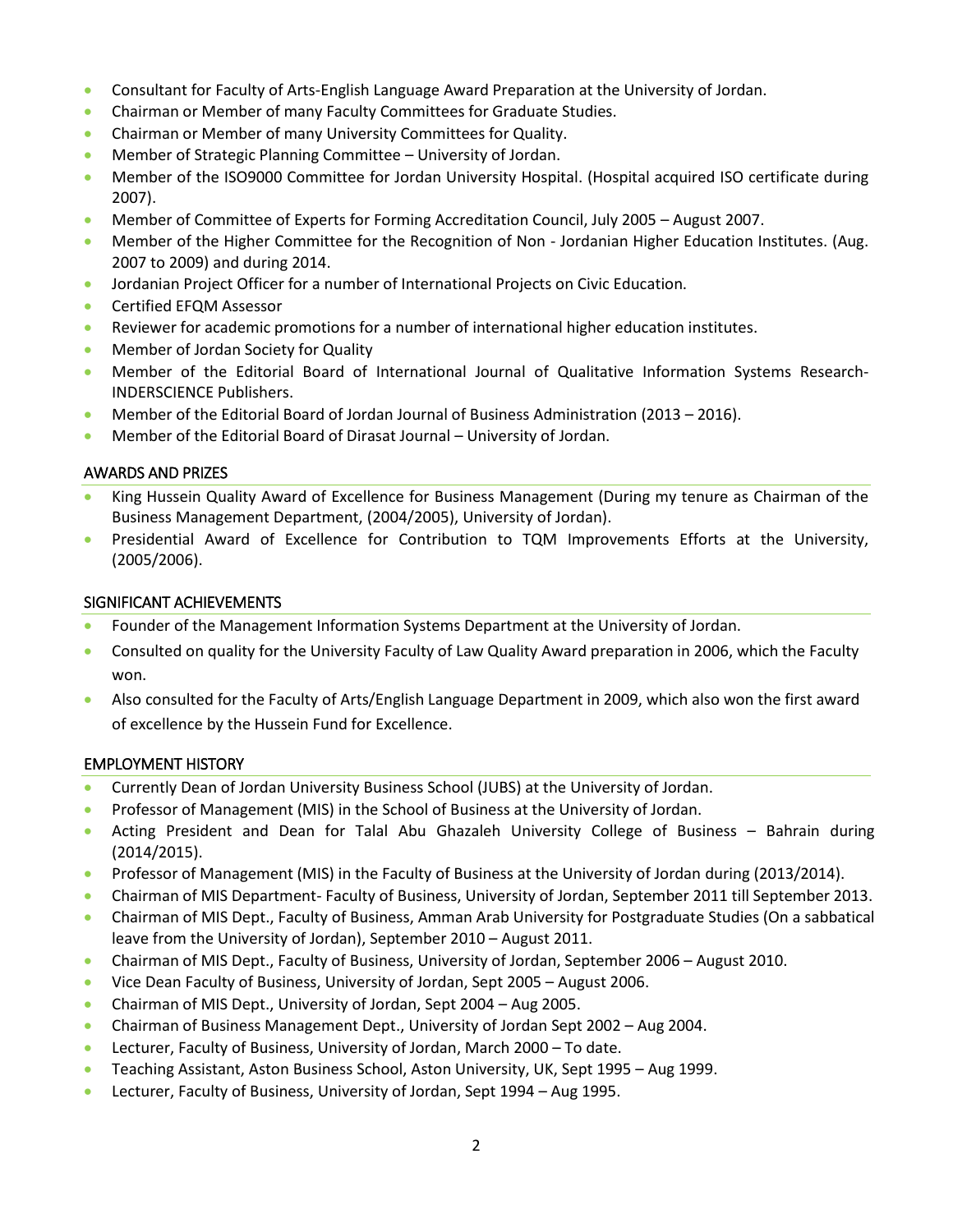- Consultant for Faculty of Arts-English Language Award Preparation at the University of Jordan.
- Chairman or Member of many Faculty Committees for Graduate Studies.
- Chairman or Member of many University Committees for Quality.
- Member of Strategic Planning Committee – University of Jordan.
- Member of the ISO9000 Committee for Jordan University Hospital. (Hospital acquired ISO certificate during 2007).
- Member of Committee of Experts for Forming Accreditation Council, July 2005 – August 2007.
- Member of the Higher Committee for the Recognition of Non - Jordanian Higher Education Institutes. (Aug. 2007 to 2009) and during 2014.
- Jordanian Project Officer for a number of International Projects on Civic Education.
- Certified EFQM Assessor
- Reviewer for academic promotions for a number of international higher education institutes.
- Member of Jordan Society for Quality
- Member of the Editorial Board of International Journal of Qualitative Information Systems Research-INDERSCIENCE Publishers.
- Member of the Editorial Board of Jordan Journal of Business Administration (2013 – 2016).
- Member of the Editorial Board of Dirasat Journal – University of Jordan.

## AWARDS AND PRIZES

- King Hussein Quality Award of Excellence for Business Management (During my tenure as Chairman of the Business Management Department, (2004/2005), University of Jordan).
- Presidential Award of Excellence for Contribution to TQM Improvements Efforts at the University, (2005/2006).

## SIGNIFICANT ACHIEVEMENTS

- Founder of the Management Information Systems Department at the University of Jordan.
- Consulted on quality for the University Faculty of Law Quality Award preparation in 2006, which the Faculty won.
- Also consulted for the Faculty of Arts/English Language Department in 2009, which also won the first award of excellence by the Hussein Fund for Excellence.

## EMPLOYMENT HISTORY

- Currently Dean of Jordan University Business School (JUBS) at the University of Jordan.
- Professor of Management (MIS) in the School of Business at the University of Jordan.
- Acting President and Dean for Talal Abu Ghazaleh University College of Business – Bahrain during (2014/2015).
- Professor of Management (MIS) in the Faculty of Business at the University of Jordan during (2013/2014).
- Chairman of MIS Department- Faculty of Business, University of Jordan, September 2011 till September 2013.
- Chairman of MIS Dept., Faculty of Business, Amman Arab University for Postgraduate Studies (On a sabbatical leave from the University of Jordan), September 2010 – August 2011.
- Chairman of MIS Dept., Faculty of Business, University of Jordan, September 2006 – August 2010.
- Vice Dean Faculty of Business, University of Jordan, Sept 2005 – August 2006.
- Chairman of MIS Dept., University of Jordan, Sept 2004 – Aug 2005.
- Chairman of Business Management Dept., University of Jordan Sept 2002 – Aug 2004.
- Lecturer, Faculty of Business, University of Jordan, March 2000 – To date.
- Teaching Assistant, Aston Business School, Aston University, UK, Sept 1995 – Aug 1999.
- Lecturer, Faculty of Business, University of Jordan, Sept 1994 – Aug 1995.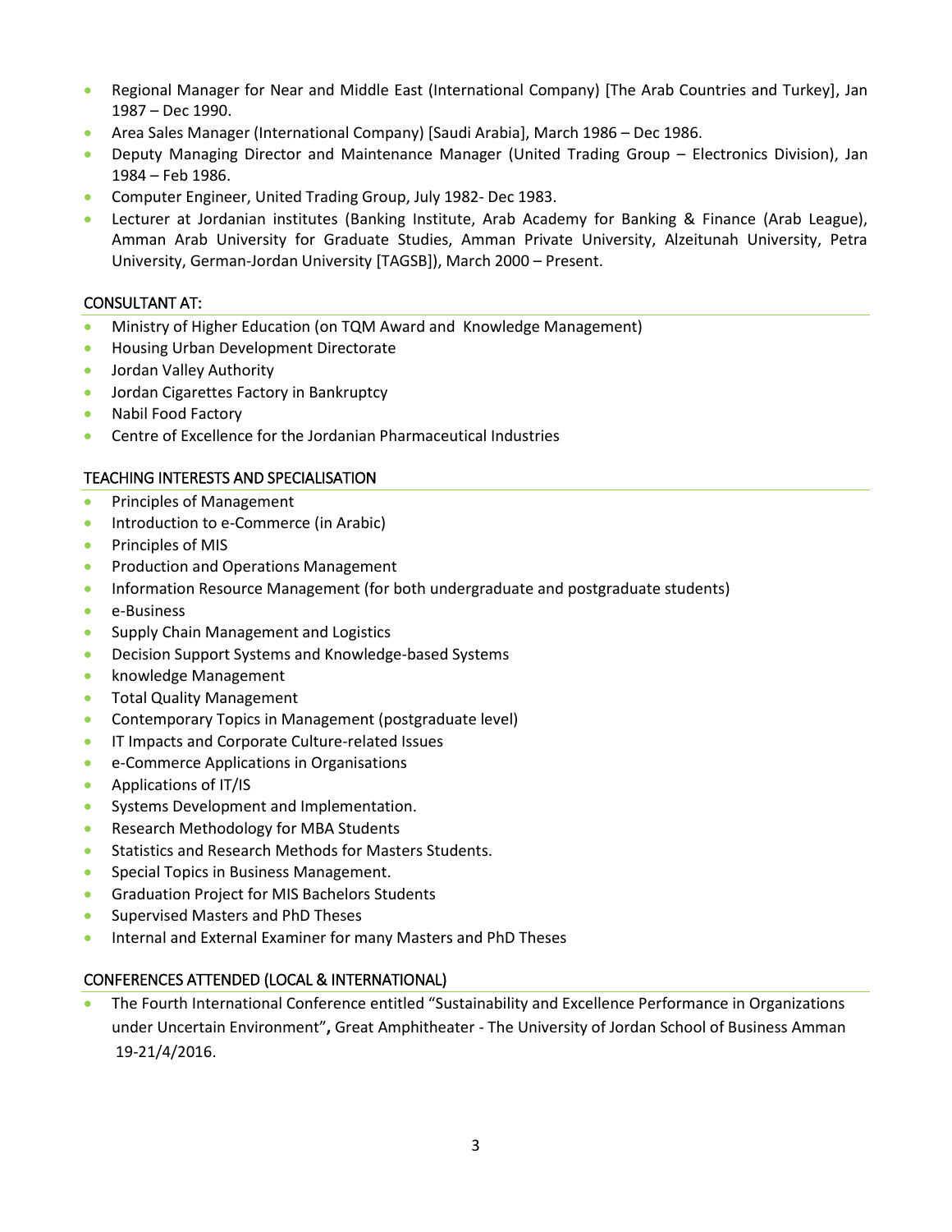- Regional Manager for Near and Middle East (International Company) [The Arab Countries and Turkey], Jan 1987 – Dec 1990.
- Area Sales Manager (International Company) [Saudi Arabia], March 1986 – Dec 1986.
- Deputy Managing Director and Maintenance Manager (United Trading Group – Electronics Division), Jan 1984 – Feb 1986.
- Computer Engineer, United Trading Group, July 1982- Dec 1983.
- Lecturer at Jordanian institutes (Banking Institute, Arab Academy for Banking & Finance (Arab League), Amman Arab University for Graduate Studies, Amman Private University, Alzeitunah University, Petra University, German-Jordan University [TAGSB]), March 2000 – Present.

## CONSULTANT AT:

- Ministry of Higher Education (on TQM Award and Knowledge Management)
- Housing Urban Development Directorate
- Jordan Valley Authority
- Jordan Cigarettes Factory in Bankruptcy
- Nabil Food Factory
- Centre of Excellence for the Jordanian Pharmaceutical Industries

## TEACHING INTERESTS AND SPECIALISATION

- Principles of Management
- Introduction to e-Commerce (in Arabic)
- Principles of MIS
- Production and Operations Management
- Information Resource Management (for both undergraduate and postgraduate students)
- e-Business
- Supply Chain Management and Logistics
- Decision Support Systems and Knowledge-based Systems
- knowledge Management
- Total Quality Management
- Contemporary Topics in Management (postgraduate level)
- IT Impacts and Corporate Culture-related Issues
- e-Commerce Applications in Organisations
- Applications of IT/IS
- Systems Development and Implementation.
- Research Methodology for MBA Students
- Statistics and Research Methods for Masters Students.
- Special Topics in Business Management.
- Graduation Project for MIS Bachelors Students
- Supervised Masters and PhD Theses
- Internal and External Examiner for many Masters and PhD Theses

## CONFERENCES ATTENDED (LOCAL & INTERNATIONAL)

- The Fourth International Conference entitled "Sustainability and Excellence Performance in Organizations under Uncertain Environment"**,** Great Amphitheater - The University of Jordan School of Business Amman 19-21/4/2016.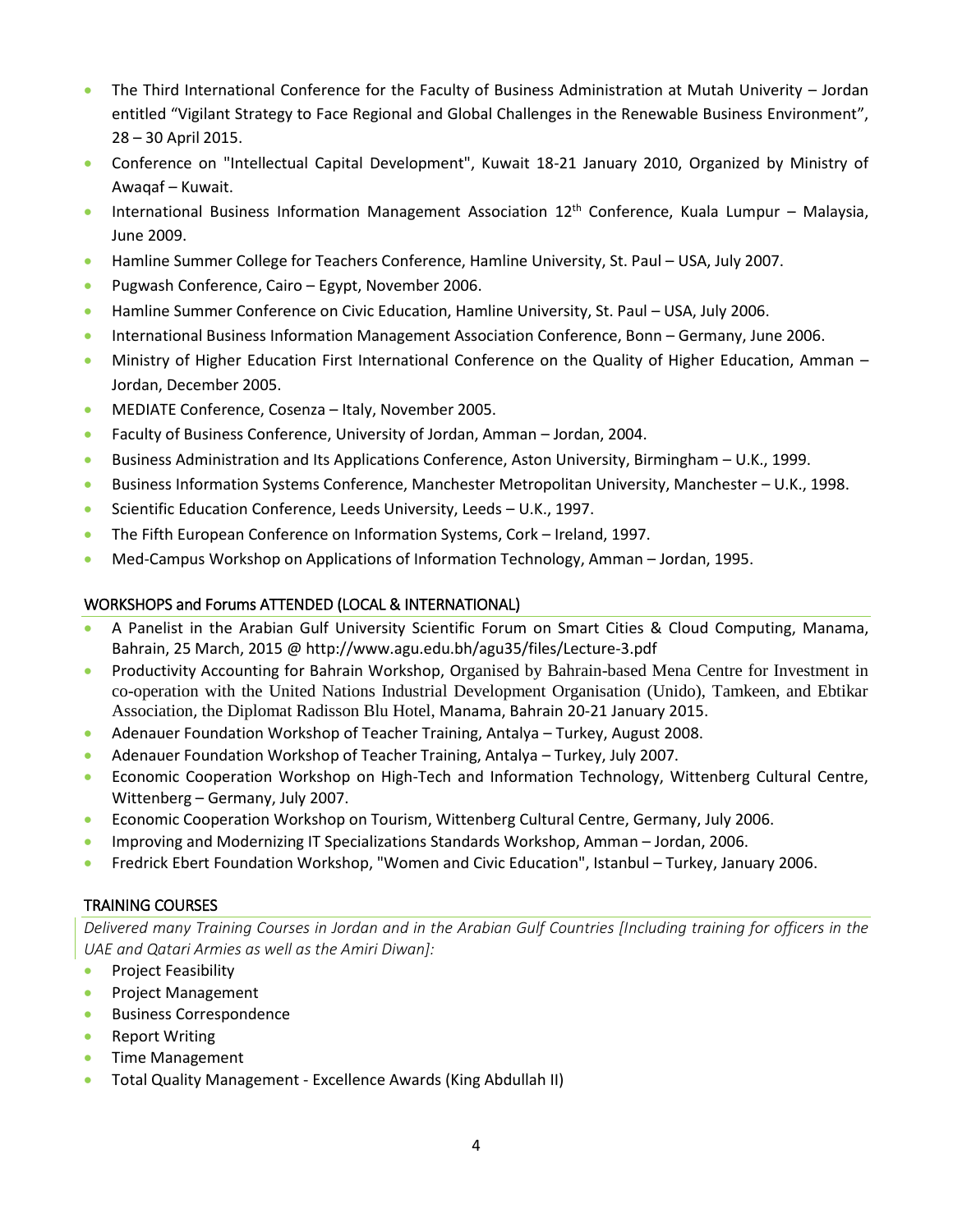- The Third International Conference for the Faculty of Business Administration at Mutah Univerity – Jordan entitled "Vigilant Strategy to Face Regional and Global Challenges in the Renewable Business Environment", 28 – 30 April 2015.
- Conference on "Intellectual Capital Development", Kuwait 18-21 January 2010, Organized by Ministry of Awaqaf – Kuwait.
- International Business Information Management Association 12th Conference, Kuala Lumpur – Malaysia, June 2009.
- Hamline Summer College for Teachers Conference, Hamline University, St. Paul – USA, July 2007.
- Pugwash Conference, Cairo – Egypt, November 2006.
- Hamline Summer Conference on Civic Education, Hamline University, St. Paul – USA, July 2006.
- International Business Information Management Association Conference, Bonn – Germany, June 2006.
- Ministry of Higher Education First International Conference on the Quality of Higher Education, Amman – Jordan, December 2005.
- MEDIATE Conference, Cosenza – Italy, November 2005.
- Faculty of Business Conference, University of Jordan, Amman – Jordan, 2004.
- Business Administration and Its Applications Conference, Aston University, Birmingham – U.K., 1999.
- Business Information Systems Conference, Manchester Metropolitan University, Manchester – U.K., 1998.
- Scientific Education Conference, Leeds University, Leeds – U.K., 1997.
- The Fifth European Conference on Information Systems, Cork – Ireland, 1997.
- Med-Campus Workshop on Applications of Information Technology, Amman – Jordan, 1995.

## WORKSHOPS and Forums ATTENDED (LOCAL & INTERNATIONAL)

- A Panelist in the Arabian Gulf University Scientific Forum on Smart Cities & Cloud Computing, Manama, Bahrain, 25 March, 2015 @ http://www.agu.edu.bh/agu35/files/Lecture-3.pdf
- Productivity Accounting for Bahrain Workshop, Organised by Bahrain-based Mena Centre for Investment in co-operation with the United Nations Industrial Development Organisation (Unido), Tamkeen, and Ebtikar Association, the Diplomat Radisson Blu Hotel, Manama, Bahrain 20-21 January 2015.
- Adenauer Foundation Workshop of Teacher Training, Antalya – Turkey, August 2008.
- Adenauer Foundation Workshop of Teacher Training, Antalya – Turkey, July 2007.
- Economic Cooperation Workshop on High-Tech and Information Technology, Wittenberg Cultural Centre, Wittenberg – Germany, July 2007.
- Economic Cooperation Workshop on Tourism, Wittenberg Cultural Centre, Germany, July 2006.
- Improving and Modernizing IT Specializations Standards Workshop, Amman – Jordan, 2006.
- Fredrick Ebert Foundation Workshop, "Women and Civic Education", Istanbul – Turkey, January 2006.

## TRAINING COURSES

*Delivered many Training Courses in Jordan and in the Arabian Gulf Countries [Including training for officers in the UAE and Qatari Armies as well as the Amiri Diwan]:*

- Project Feasibility
- Project Management
- Business Correspondence
- Report Writing
- Time Management
- Total Quality Management - Excellence Awards (King Abdullah II)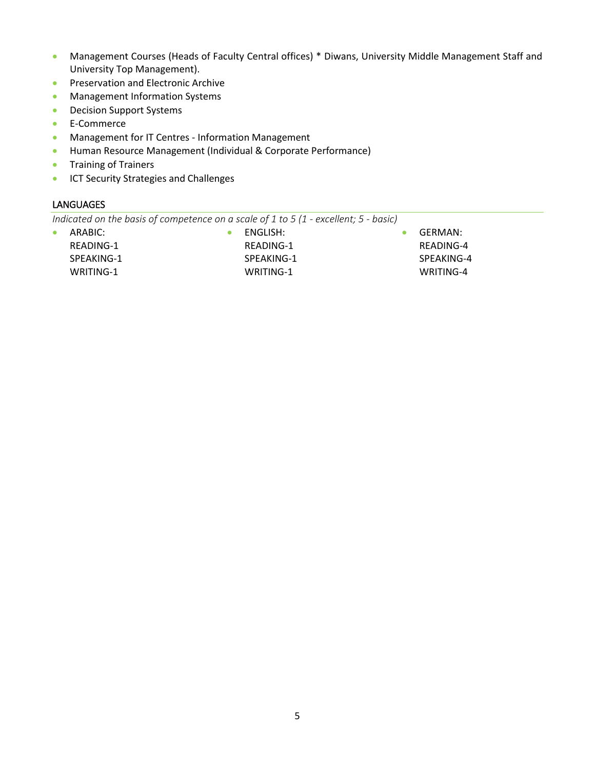- Management Courses (Heads of Faculty Central offices) * Diwans, University Middle Management Staff and University Top Management).
- Preservation and Electronic Archive
- Management Information Systems
- Decision Support Systems
- E-Commerce
- Management for IT Centres - Information Management
- Human Resource Management (Individual & Corporate Performance)
- Training of Trainers
- ICT Security Strategies and Challenges

## LANGUAGES

*Indicated on the basis of competence on a scale of 1 to 5 (1 - excellent; 5 - basic)*

- ARABIC:
  READING-1
  SPEAKING-1
  WRITING-1
- ENGLISH:
  READING-1
  SPEAKING-1
  WRITING-1
- GERMAN:
  READING-4
  SPEAKING-4
  WRITING-4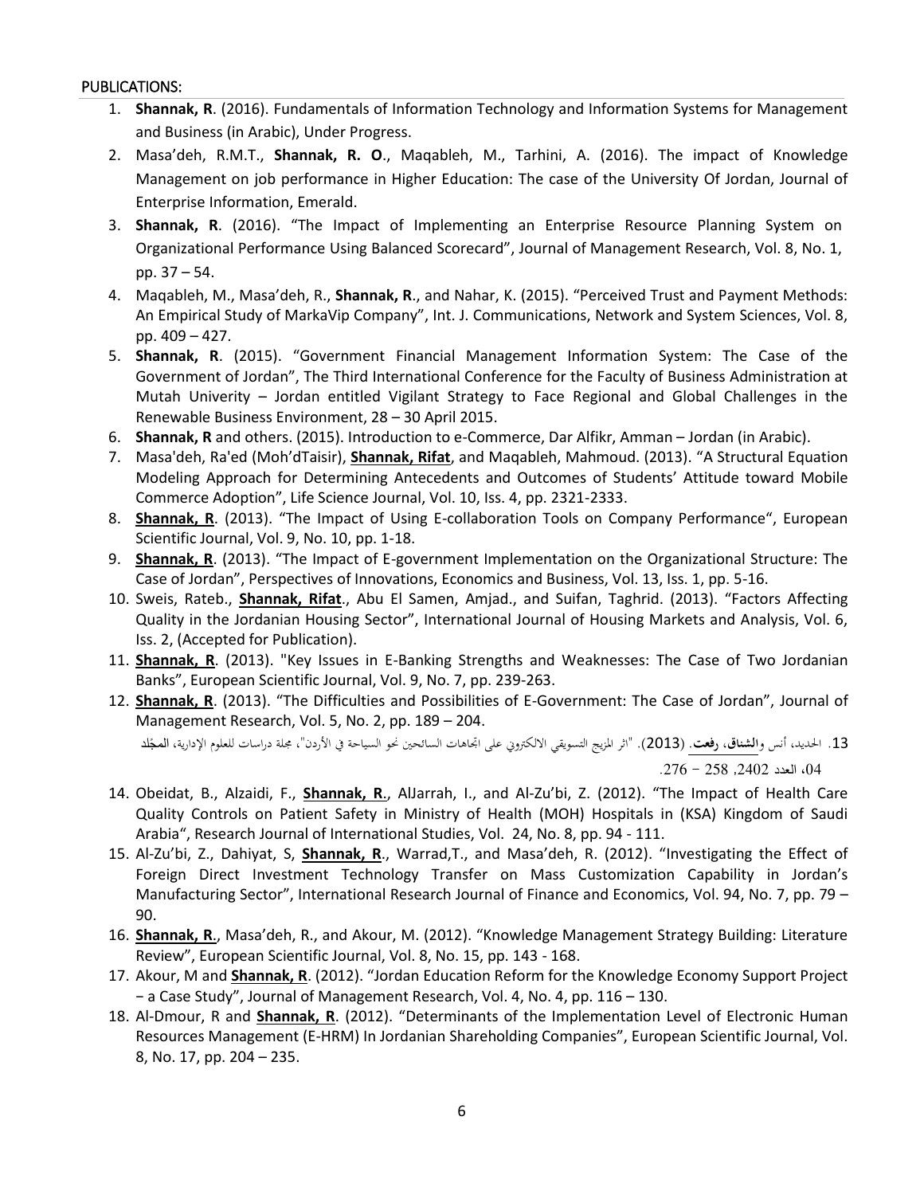PUBLICATIONS:

1. **Shannak, R**. (2016). Fundamentals of Information Technology and Information Systems for Management and Business (in Arabic), Under Progress.
2. Masa'deh, R.M.T., **Shannak, R. O**., Maqableh, M., Tarhini, A. (2016). The impact of Knowledge Management on job performance in Higher Education: The case of the University Of Jordan, Journal of Enterprise Information, Emerald.
3. **Shannak, R**. (2016). "The Impact of Implementing an Enterprise Resource Planning System on Organizational Performance Using Balanced Scorecard", Journal of Management Research, Vol. 8, No. 1, pp. 37 – 54.
4. Maqableh, M., Masa'deh, R., **Shannak, R**., and Nahar, K. (2015). "Perceived Trust and Payment Methods: An Empirical Study of MarkaVip Company", Int. J. Communications, Network and System Sciences, Vol. 8, pp. 409 – 427.
5. **Shannak, R**. (2015). "Government Financial Management Information System: The Case of the Government of Jordan", The Third International Conference for the Faculty of Business Administration at Mutah Univerity – Jordan entitled Vigilant Strategy to Face Regional and Global Challenges in the Renewable Business Environment, 28 – 30 April 2015.
6. **Shannak, R** and others. (2015). Introduction to e-Commerce, Dar Alfikr, Amman – Jordan (in Arabic).
7. Masa'deh, Ra'ed (Moh'dTaisir), **Shannak, Rifat**, and Maqableh, Mahmoud. (2013). "A Structural Equation Modeling Approach for Determining Antecedents and Outcomes of Students' Attitude toward Mobile Commerce Adoption", Life Science Journal, Vol. 10, Iss. 4, pp. 2321-2333.
8. **Shannak, R**. (2013). "The Impact of Using E-collaboration Tools on Company Performance", European Scientific Journal, Vol. 9, No. 10, pp. 1-18.
9. **Shannak, R**. (2013). "The Impact of E-government Implementation on the Organizational Structure: The Case of Jordan", Perspectives of Innovations, Economics and Business, Vol. 13, Iss. 1, pp. 5-16.
10. Sweis, Rateb., **Shannak, Rifat**., Abu El Samen, Amjad., and Suifan, Taghrid. (2013). "Factors Affecting Quality in the Jordanian Housing Sector", International Journal of Housing Markets and Analysis, Vol. 6, Iss. 2, (Accepted for Publication).
11. **Shannak, R**. (2013). "Key Issues in E-Banking Strengths and Weaknesses: The Case of Two Jordanian Banks", European Scientific Journal, Vol. 9, No. 7, pp. 239-263.
12. **Shannak, R**. (2013). "The Difficulties and Possibilities of E-Government: The Case of Jordan", Journal of Management Research, Vol. 5, No. 2, pp. 189 – 204.
13. الحديد، أنس و**الشناق، رفعت**. (2013). "اثر المزيج التسويقي الالكتروني على اتجاهات السائحين نحو السياحة في الأردن"، مجلة دراسات للعلوم الإدارية، **المجلد** 04، العدد 2402, 258 – 276.
14. Obeidat, B., Alzaidi, F., **Shannak, R**., AlJarrah, I., and Al-Zu'bi, Z. (2012). "The Impact of Health Care Quality Controls on Patient Safety in Ministry of Health (MOH) Hospitals in (KSA) Kingdom of Saudi Arabia", Research Journal of International Studies, Vol. 24, No. 8, pp. 94 - 111.
15. Al-Zu'bi, Z., Dahiyat, S, **Shannak, R**., Warrad,T., and Masa'deh, R. (2012). "Investigating the Effect of Foreign Direct Investment Technology Transfer on Mass Customization Capability in Jordan's Manufacturing Sector", International Research Journal of Finance and Economics, Vol. 94, No. 7, pp. 79 – 90.
16. **Shannak, R**., Masa'deh, R., and Akour, M. (2012). "Knowledge Management Strategy Building: Literature Review", European Scientific Journal, Vol. 8, No. 15, pp. 143 - 168.
17. Akour, M and **Shannak, R**. (2012). "Jordan Education Reform for the Knowledge Economy Support Project − a Case Study", Journal of Management Research, Vol. 4, No. 4, pp. 116 – 130.
18. Al-Dmour, R and **Shannak, R**. (2012). "Determinants of the Implementation Level of Electronic Human Resources Management (E-HRM) In Jordanian Shareholding Companies", European Scientific Journal, Vol. 8, No. 17, pp. 204 – 235.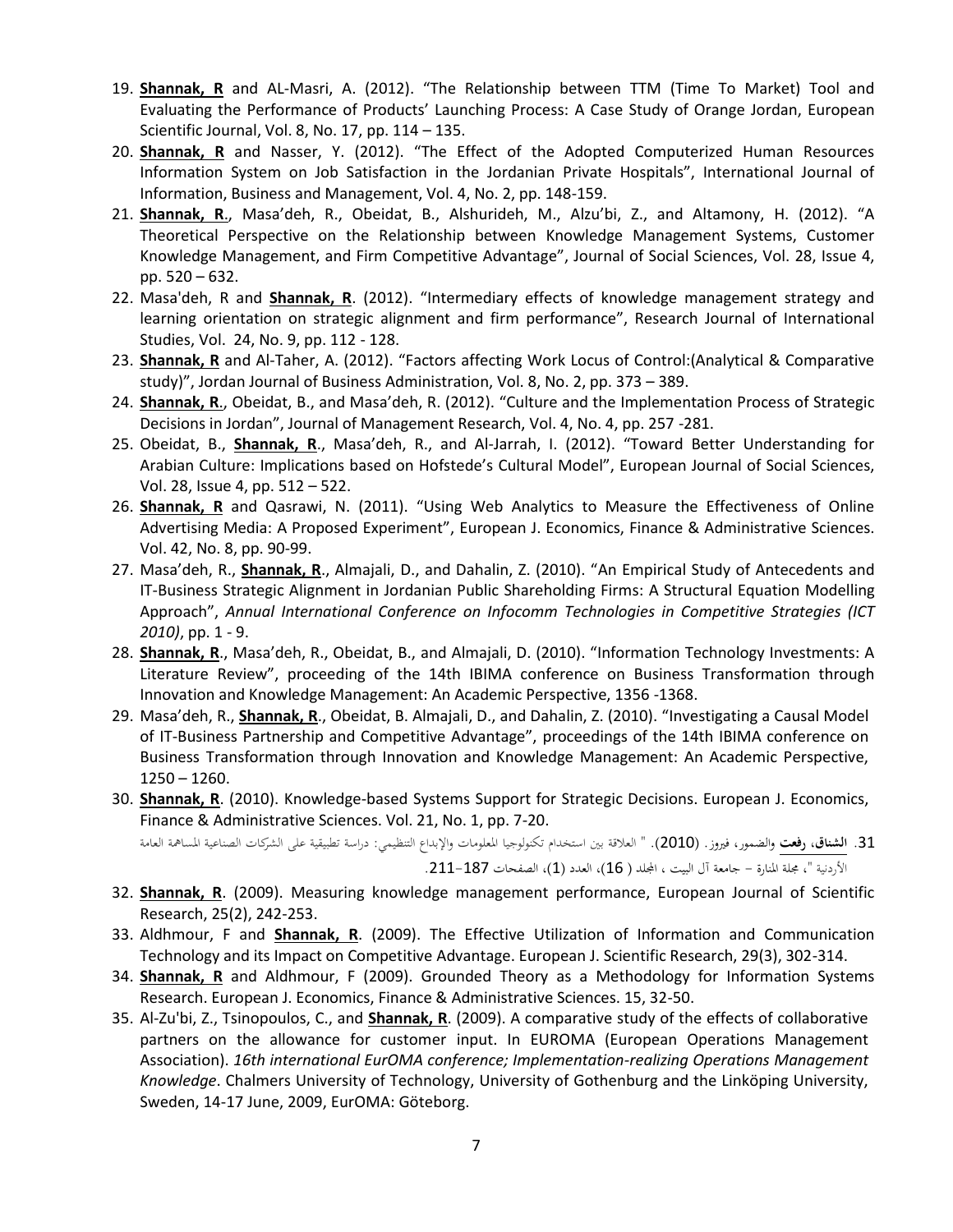19. **Shannak, R** and AL-Masri, A. (2012). "The Relationship between TTM (Time To Market) Tool and Evaluating the Performance of Products' Launching Process: A Case Study of Orange Jordan, European Scientific Journal, Vol. 8, No. 17, pp. 114 – 135.
20. **Shannak, R** and Nasser, Y. (2012). "The Effect of the Adopted Computerized Human Resources Information System on Job Satisfaction in the Jordanian Private Hospitals", International Journal of Information, Business and Management, Vol. 4, No. 2, pp. 148-159.
21. **Shannak, R**., Masa'deh, R., Obeidat, B., Alshurideh, M., Alzu'bi, Z., and Altamony, H. (2012). "A Theoretical Perspective on the Relationship between Knowledge Management Systems, Customer Knowledge Management, and Firm Competitive Advantage", Journal of Social Sciences, Vol. 28, Issue 4, pp. 520 – 632.
22. Masa'deh, R and **Shannak, R**. (2012). "Intermediary effects of knowledge management strategy and learning orientation on strategic alignment and firm performance", Research Journal of International Studies, Vol. 24, No. 9, pp. 112 - 128.
23. **Shannak, R** and Al-Taher, A. (2012). "Factors affecting Work Locus of Control:(Analytical & Comparative study)", Jordan Journal of Business Administration, Vol. 8, No. 2, pp. 373 – 389.
24. **Shannak, R**., Obeidat, B., and Masa'deh, R. (2012). "Culture and the Implementation Process of Strategic Decisions in Jordan", Journal of Management Research, Vol. 4, No. 4, pp. 257 -281.
25. Obeidat, B., **Shannak, R**., Masa'deh, R., and Al-Jarrah, I. (2012). "Toward Better Understanding for Arabian Culture: Implications based on Hofstede's Cultural Model", European Journal of Social Sciences, Vol. 28, Issue 4, pp. 512 – 522.
26. **Shannak, R** and Qasrawi, N. (2011). "Using Web Analytics to Measure the Effectiveness of Online Advertising Media: A Proposed Experiment", European J. Economics, Finance & Administrative Sciences. Vol. 42, No. 8, pp. 90-99.
27. Masa'deh, R., **Shannak, R**., Almajali, D., and Dahalin, Z. (2010). "An Empirical Study of Antecedents and IT-Business Strategic Alignment in Jordanian Public Shareholding Firms: A Structural Equation Modelling Approach", *Annual International Conference on Infocomm Technologies in Competitive Strategies (ICT 2010)*, pp. 1 - 9.
28. **Shannak, R**., Masa'deh, R., Obeidat, B., and Almajali, D. (2010). "Information Technology Investments: A Literature Review", proceeding of the 14th IBIMA conference on Business Transformation through Innovation and Knowledge Management: An Academic Perspective, 1356 -1368.
29. Masa'deh, R., **Shannak, R**., Obeidat, B. Almajali, D., and Dahalin, Z. (2010). "Investigating a Causal Model of IT-Business Partnership and Competitive Advantage", proceedings of the 14th IBIMA conference on Business Transformation through Innovation and Knowledge Management: An Academic Perspective, 1250 – 1260.
30. **Shannak, R**. (2010). Knowledge-based Systems Support for Strategic Decisions. European J. Economics, Finance & Administrative Sciences. Vol. 21, No. 1, pp. 7-20.
31. **الشناق، رفعت** والضمور، فيروز. (2010). " العلاقة بين استخدام تكنولوجيا المعلومات والإبداع التنظيمي: دراسة تطبيقية على الشركات الصناعية المساهمة العامة الأردنية "، مجلة المنارة – جامعة آل البيت ، المجلد ( 16)، العدد (1)، الصفحات 187-211.
32. **Shannak, R**. (2009). Measuring knowledge management performance, European Journal of Scientific Research, 25(2), 242-253.
33. Aldhmour, F and **Shannak, R**. (2009). The Effective Utilization of Information and Communication Technology and its Impact on Competitive Advantage. European J. Scientific Research, 29(3), 302-314.
34. **Shannak, R** and Aldhmour, F (2009). Grounded Theory as a Methodology for Information Systems Research. European J. Economics, Finance & Administrative Sciences. 15, 32-50.
35. Al-Zu'bi, Z., Tsinopoulos, C., and **Shannak, R**. (2009). A comparative study of the effects of collaborative partners on the allowance for customer input. In EUROMA (European Operations Management Association). *16th international EurOMA conference; Implementation-realizing Operations Management Knowledge*. Chalmers University of Technology, University of Gothenburg and the Linköping University, Sweden, 14-17 June, 2009, EurOMA: Göteborg.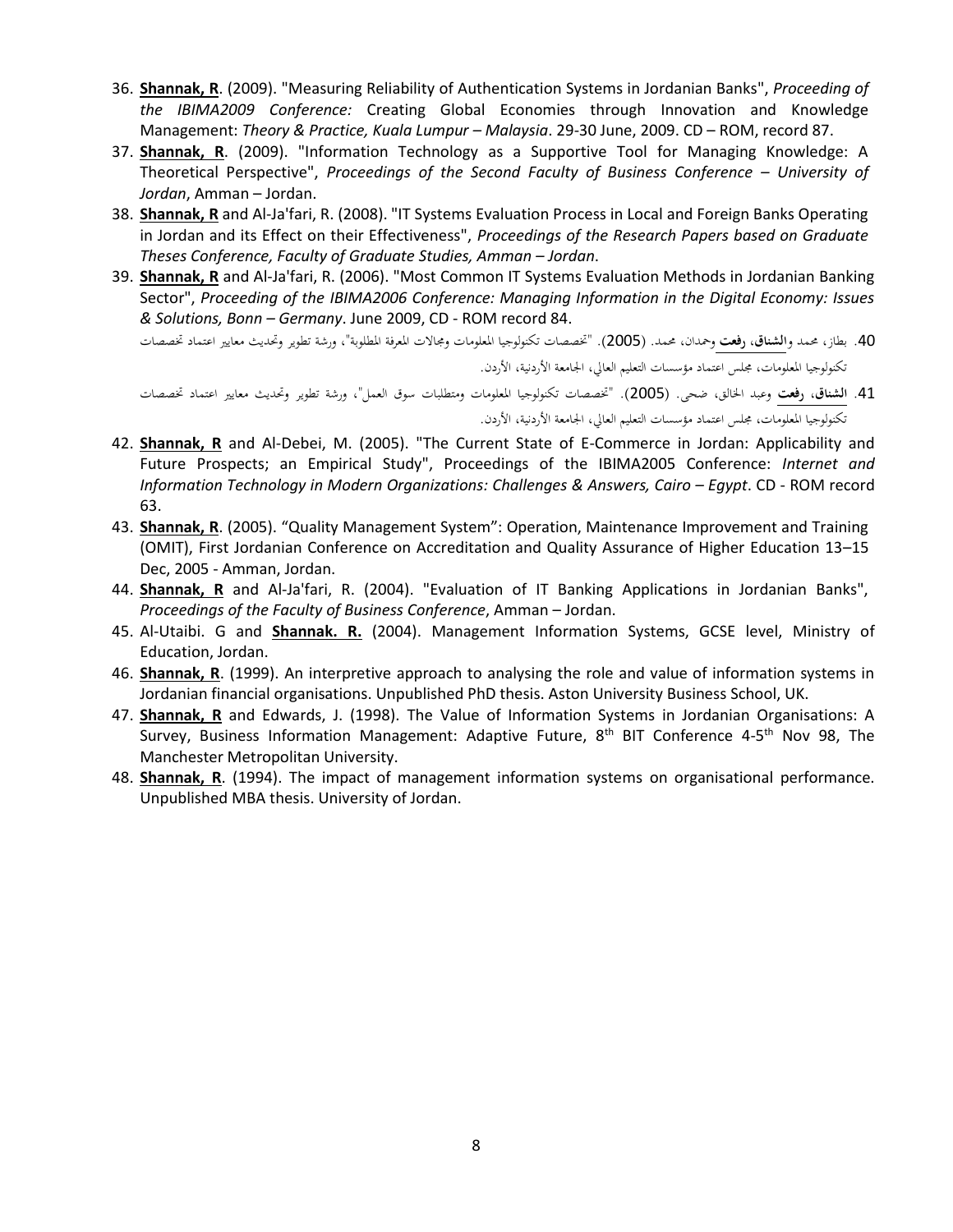36. **Shannak, R**. (2009). "Measuring Reliability of Authentication Systems in Jordanian Banks", *Proceeding of the IBIMA2009 Conference:* Creating Global Economies through Innovation and Knowledge Management: *Theory & Practice, Kuala Lumpur – Malaysia*. 29-30 June, 2009. CD – ROM, record 87.
37. **Shannak, R**. (2009). "Information Technology as a Supportive Tool for Managing Knowledge: A Theoretical Perspective", *Proceedings of the Second Faculty of Business Conference – University of Jordan*, Amman – Jordan.
38. **Shannak, R** and Al-Ja'fari, R. (2008). "IT Systems Evaluation Process in Local and Foreign Banks Operating in Jordan and its Effect on their Effectiveness", *Proceedings of the Research Papers based on Graduate Theses Conference, Faculty of Graduate Studies, Amman – Jordan*.
39. **Shannak, R** and Al-Ja'fari, R. (2006). "Most Common IT Systems Evaluation Methods in Jordanian Banking Sector", *Proceeding of the IBIMA2006 Conference: Managing Information in the Digital Economy: Issues & Solutions, Bonn – Germany*. June 2009, CD - ROM record 84.
40. بطاز، محمد و**الشناق، رفعت** وحمدان، محمد. (2005). "تخصصات تكنولوجيا المعلومات ومجالات المعرفة المطلوبة"، ورشة تطوير وتحديث معايير اعتماد تخصصات تكنولوجيا المعلومات، مجلس اعتماد مؤسسات التعليم العالي، الجامعة الأردنية، الأردن.
41. **الشناق، رفعت** وعبد الخالق، ضحى. (2005). "تخصصات تكنولوجيا المعلومات ومتطلبات سوق العمل"، ورشة تطوير وتحديث معايير اعتماد تخصصات تكنولوجيا المعلومات، مجلس اعتماد مؤسسات التعليم العالي، الجامعة الأردنية، الأردن.
42. **Shannak, R** and Al-Debei, M. (2005). "The Current State of E-Commerce in Jordan: Applicability and Future Prospects; an Empirical Study", Proceedings of the IBIMA2005 Conference: *Internet and Information Technology in Modern Organizations: Challenges & Answers, Cairo – Egypt*. CD - ROM record 63.
43. **Shannak, R**. (2005). "Quality Management System": Operation, Maintenance Improvement and Training (OMIT), First Jordanian Conference on Accreditation and Quality Assurance of Higher Education 13–15 Dec, 2005 - Amman, Jordan.
44. **Shannak, R** and Al-Ja'fari, R. (2004). "Evaluation of IT Banking Applications in Jordanian Banks", *Proceedings of the Faculty of Business Conference*, Amman – Jordan.
45. Al-Utaibi. G and **Shannak. R.** (2004). Management Information Systems, GCSE level, Ministry of Education, Jordan.
46. **Shannak, R**. (1999). An interpretive approach to analysing the role and value of information systems in Jordanian financial organisations. Unpublished PhD thesis. Aston University Business School, UK.
47. **Shannak, R** and Edwards, J. (1998). The Value of Information Systems in Jordanian Organisations: A Survey, Business Information Management: Adaptive Future, 8th BIT Conference 4-5th Nov 98, The Manchester Metropolitan University.
48. **Shannak, R**. (1994). The impact of management information systems on organisational performance. Unpublished MBA thesis. University of Jordan.